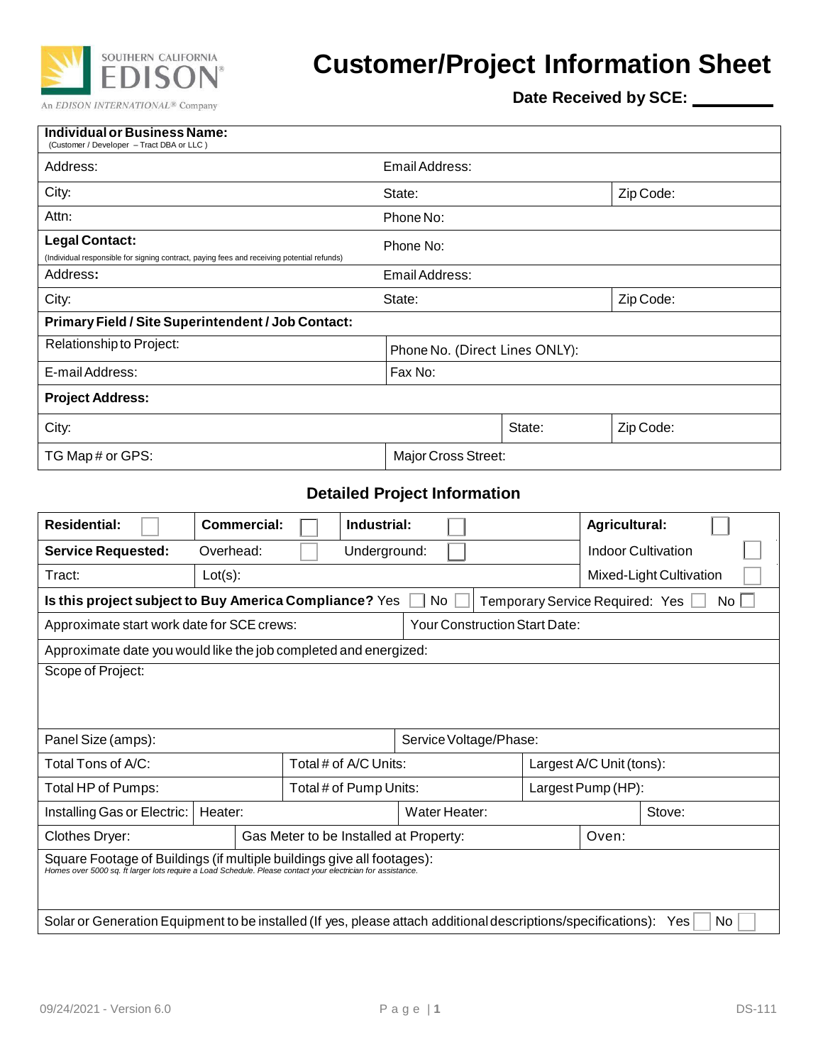SOUTHERN CALIFORNIA EDISON

An EDISON INTERNATIONAL® Company

# Customer/Project Information Sheet

**Date Received by SCE:** _________

| **Individual or Business Name:** (Customer / Developer – Tract DBA or LLC ) | | |
|---|---|---|
| Address: | Email Address: | |
| City: | State: | Zip Code: |
| Attn: | Phone No: | |
| **Legal Contact:** (Individual responsible for signing contract, paying fees and receiving potential refunds) | Phone No: | |
| Address: | Email Address: | |
| City: | State: | Zip Code: |
| **Primary Field / Site Superintendent / Job Contact:** | | |
| Relationship to Project: | Phone No. (Direct Lines ONLY): | |
| E-mail Address: | Fax No: | |
| **Project Address:** | | |
| City: | State: | Zip Code: |
| TG Map # or GPS: | Major Cross Street: | |

## Detailed Project Information

| **Residential:** ☐ | **Commercial:** ☐ | **Industrial:** ☐ | **Agricultural:** ☐ |
|---|---|---|---|
| **Service Requested:** | Overhead: ☐ | Underground: ☐ | Indoor Cultivation ☐ |
| Tract: | Lot(s): | | Mixed-Light Cultivation ☐ |

| **Is this project subject to Buy America Compliance?** Yes ☐ No ☐ | Temporary Service Required: Yes ☐ No ☐ |
|---|---|
| Approximate start work date for SCE crews: | Your Construction Start Date: |
| Approximate date you would like the job completed and energized: | |
| Scope of Project: | |

| Panel Size (amps): | Service Voltage/Phase: | |
|---|---|---|
| Total Tons of A/C: | Total # of A/C Units: | Largest A/C Unit (tons): |
| Total HP of Pumps: | Total # of Pump Units: | Largest Pump (HP): |

| Installing Gas or Electric: | Heater: | Water Heater: | Stove: |
|---|---|---|---|
| Clothes Dryer: | Gas Meter to be Installed at Property: | | Oven: |

Square Footage of Buildings (if multiple buildings give all footages):
*Homes over 5000 sq. ft larger lots require a Load Schedule. Please contact your electrician for assistance.*

Solar or Generation Equipment to be installed (If yes, please attach additional descriptions/specifications): Yes ☐ No ☐

09/24/2021 - Version 6.0 DS-111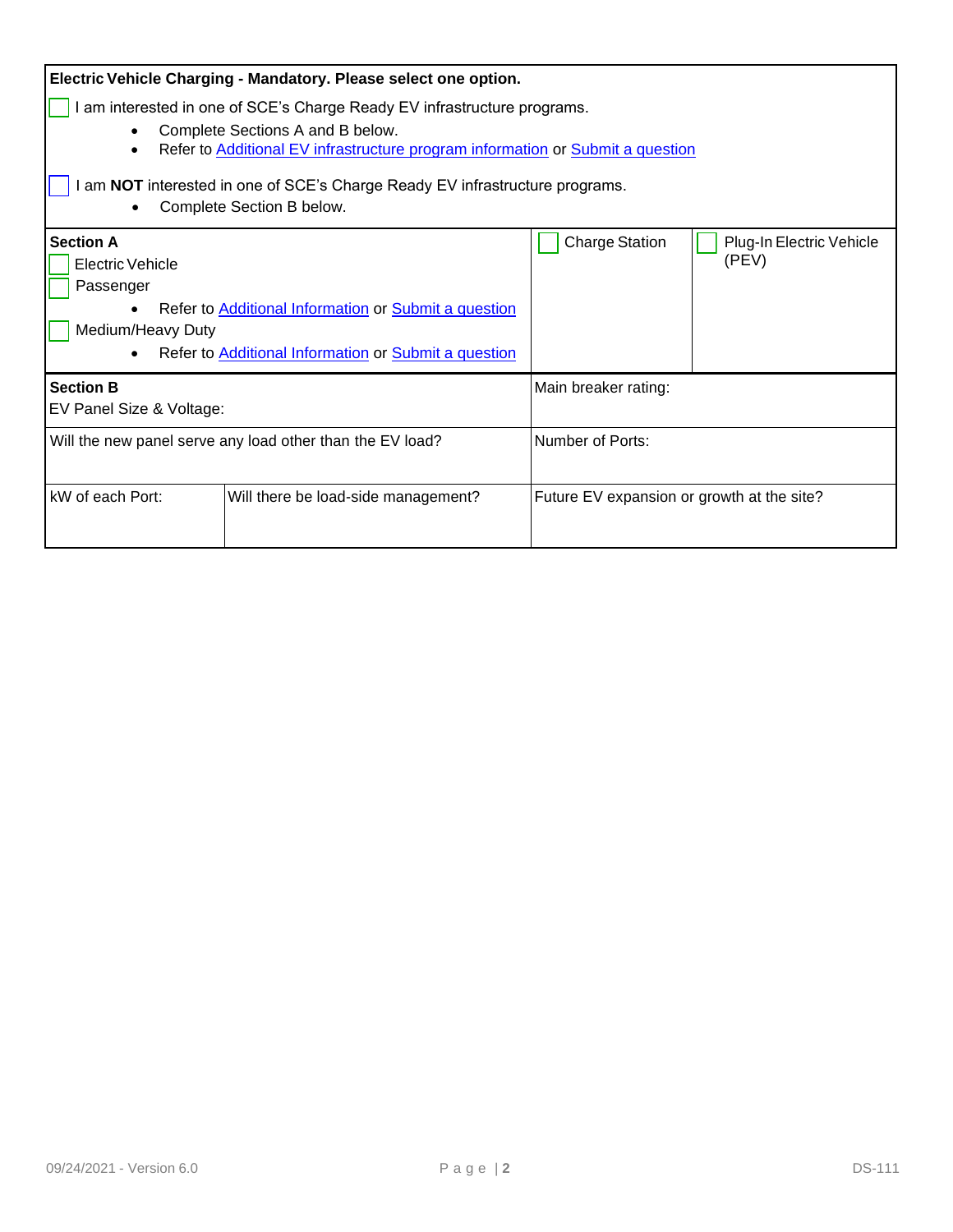**Electric Vehicle Charging - Mandatory. Please select one option.**

☐ I am interested in one of SCE's Charge Ready EV infrastructure programs.

- Complete Sections A and B below.
- Refer to Additional EV infrastructure program information or Submit a question

☐ I am **NOT** interested in one of SCE's Charge Ready EV infrastructure programs.

- Complete Section B below.

| **Section A** | ☐ Charge Station | ☐ Plug-In Electric Vehicle (PEV) |
|---|---|---|
| ☐ Electric Vehicle<br>☐ Passenger<br>• Refer to Additional Information or Submit a question<br>☐ Medium/Heavy Duty<br>• Refer to Additional Information or Submit a question | | |

| **Section B** | | |
|---|---|---|
| EV Panel Size & Voltage: | | Main breaker rating: |
| Will the new panel serve any load other than the EV load? | | Number of Ports: |
| kW of each Port: | Will there be load-side management? | Future EV expansion or growth at the site? |

09/24/2021 - Version 6.0

DS-111